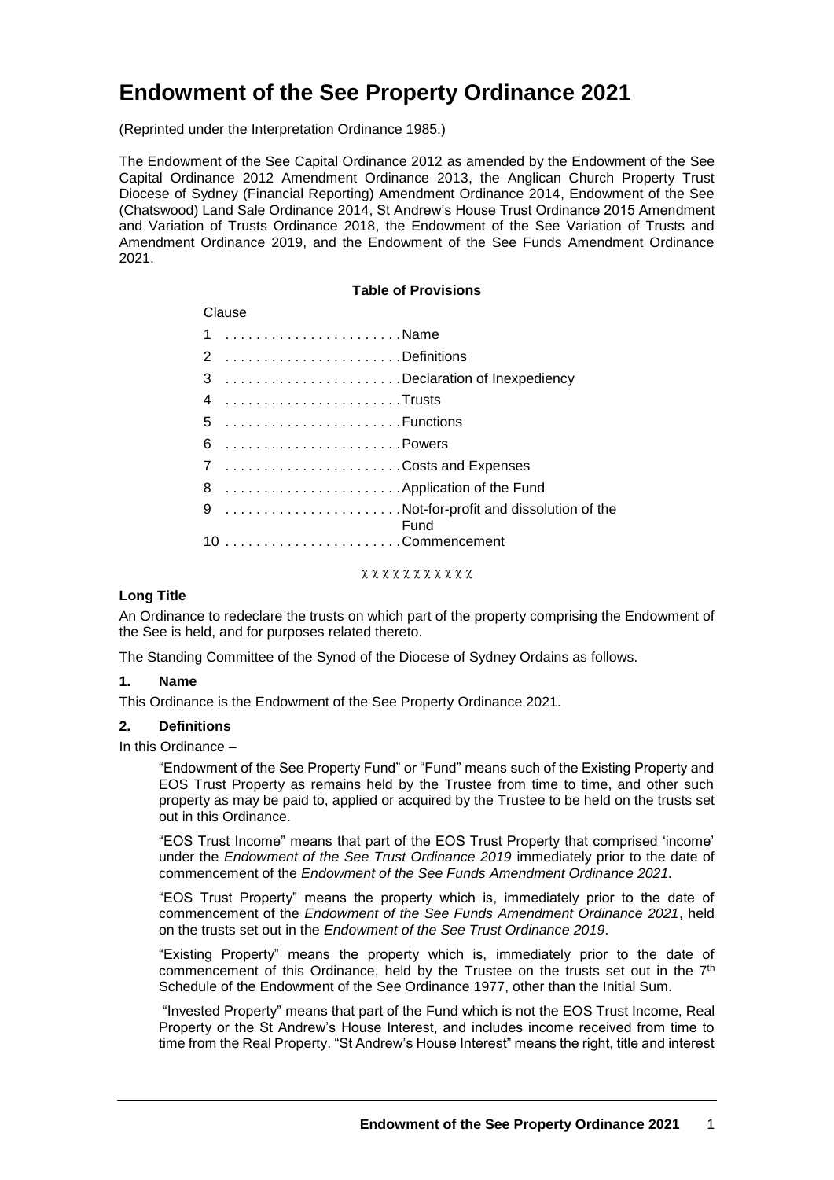# Endowment of the See Property Ordinance 2021

(Reprinted under the Interpretation Ordinance 1985.)

The Endowment of the See Capital Ordinance 2012 as amended by the Endowment of the See Capital Ordinance 2012 Amendment Ordinance 2013, the Anglican Church Property Trust Diocese of Sydney (Financial Reporting) Amendment Ordinance 2014, Endowment of the See (Chatswood) Land Sale Ordinance 2014, St Andrew's House Trust Ordinance 2015 Amendment and Variation of Trusts Ordinance 2018, the Endowment of the See Variation of Trusts and Amendment Ordinance 2019, and the Endowment of the See Funds Amendment Ordinance 2021.

**Table of Provisions**

| Clause | |
|---|---|
| 1 | Name |
| 2 | Definitions |
| 3 | Declaration of Inexpediency |
| 4 | Trusts |
| 5 | Functions |
| 6 | Powers |
| 7 | Costs and Expenses |
| 8 | Application of the Fund |
| 9 | Not-for-profit and dissolution of the Fund |
| 10 | Commencement |

χ χ χ χ χ χ χ χ χ χ χ

**Long Title**

An Ordinance to redeclare the trusts on which part of the property comprising the Endowment of the See is held, and for purposes related thereto.

The Standing Committee of the Synod of the Diocese of Sydney Ordains as follows.

**1. Name**

This Ordinance is the Endowment of the See Property Ordinance 2021.

**2. Definitions**

In this Ordinance –

"Endowment of the See Property Fund" or "Fund" means such of the Existing Property and EOS Trust Property as remains held by the Trustee from time to time, and other such property as may be paid to, applied or acquired by the Trustee to be held on the trusts set out in this Ordinance.

"EOS Trust Income" means that part of the EOS Trust Property that comprised 'income' under the *Endowment of the See Trust Ordinance 2019* immediately prior to the date of commencement of the *Endowment of the See Funds Amendment Ordinance 2021.*

"EOS Trust Property" means the property which is, immediately prior to the date of commencement of the *Endowment of the See Funds Amendment Ordinance 2021*, held on the trusts set out in the *Endowment of the See Trust Ordinance 2019*.

"Existing Property" means the property which is, immediately prior to the date of commencement of this Ordinance, held by the Trustee on the trusts set out in the 7th Schedule of the Endowment of the See Ordinance 1977, other than the Initial Sum.

"Invested Property" means that part of the Fund which is not the EOS Trust Income, Real Property or the St Andrew's House Interest, and includes income received from time to time from the Real Property. "St Andrew's House Interest" means the right, title and interest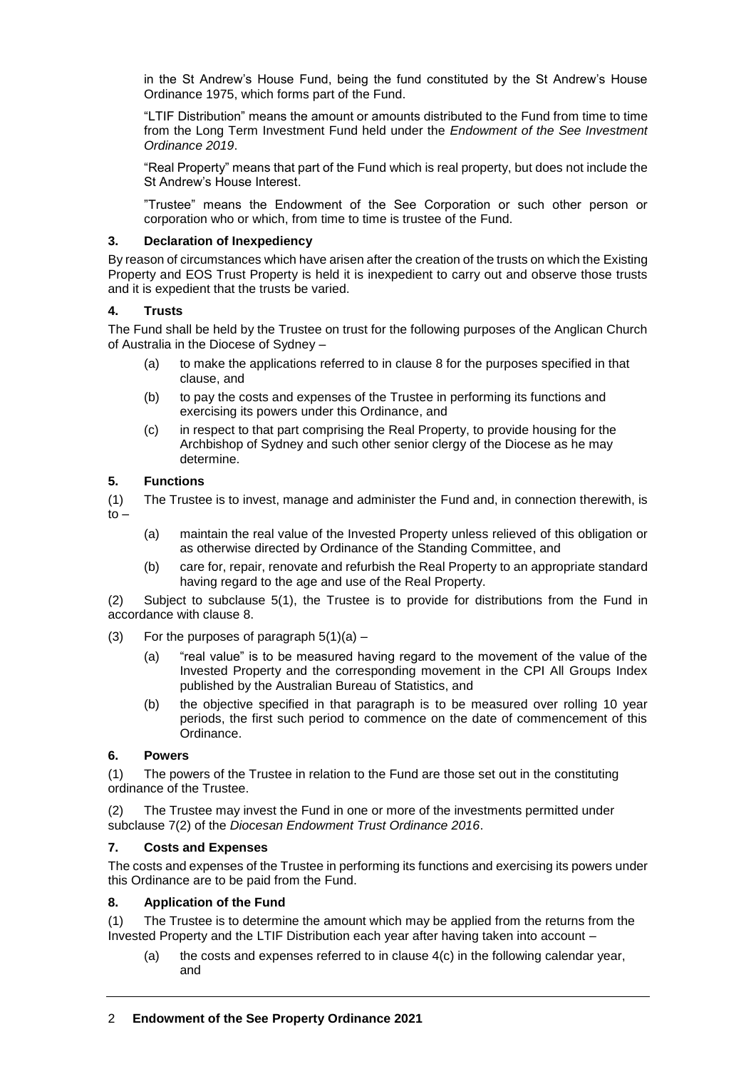in the St Andrew's House Fund, being the fund constituted by the St Andrew's House Ordinance 1975, which forms part of the Fund.

"LTIF Distribution" means the amount or amounts distributed to the Fund from time to time from the Long Term Investment Fund held under the *Endowment of the See Investment Ordinance 2019*.

"Real Property" means that part of the Fund which is real property, but does not include the St Andrew's House Interest.

"Trustee" means the Endowment of the See Corporation or such other person or corporation who or which, from time to time is trustee of the Fund.

### 3. Declaration of Inexpediency

By reason of circumstances which have arisen after the creation of the trusts on which the Existing Property and EOS Trust Property is held it is inexpedient to carry out and observe those trusts and it is expedient that the trusts be varied.

### 4. Trusts

The Fund shall be held by the Trustee on trust for the following purposes of the Anglican Church of Australia in the Diocese of Sydney –

(a) to make the applications referred to in clause 8 for the purposes specified in that clause, and

(b) to pay the costs and expenses of the Trustee in performing its functions and exercising its powers under this Ordinance, and

(c) in respect to that part comprising the Real Property, to provide housing for the Archbishop of Sydney and such other senior clergy of the Diocese as he may determine.

### 5. Functions

(1) The Trustee is to invest, manage and administer the Fund and, in connection therewith, is to –

(a) maintain the real value of the Invested Property unless relieved of this obligation or as otherwise directed by Ordinance of the Standing Committee, and

(b) care for, repair, renovate and refurbish the Real Property to an appropriate standard having regard to the age and use of the Real Property.

(2) Subject to subclause 5(1), the Trustee is to provide for distributions from the Fund in accordance with clause 8.

(3) For the purposes of paragraph 5(1)(a) –

(a) "real value" is to be measured having regard to the movement of the value of the Invested Property and the corresponding movement in the CPI All Groups Index published by the Australian Bureau of Statistics, and

(b) the objective specified in that paragraph is to be measured over rolling 10 year periods, the first such period to commence on the date of commencement of this Ordinance.

### 6. Powers

(1) The powers of the Trustee in relation to the Fund are those set out in the constituting ordinance of the Trustee.

(2) The Trustee may invest the Fund in one or more of the investments permitted under subclause 7(2) of the *Diocesan Endowment Trust Ordinance 2016*.

### 7. Costs and Expenses

The costs and expenses of the Trustee in performing its functions and exercising its powers under this Ordinance are to be paid from the Fund.

### 8. Application of the Fund

(1) The Trustee is to determine the amount which may be applied from the returns from the Invested Property and the LTIF Distribution each year after having taken into account –

(a) the costs and expenses referred to in clause 4(c) in the following calendar year, and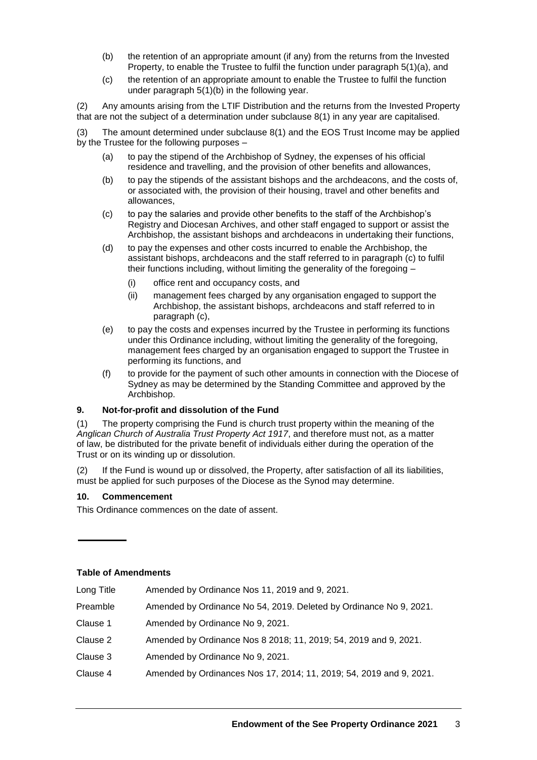(b) the retention of an appropriate amount (if any) from the returns from the Invested Property, to enable the Trustee to fulfil the function under paragraph 5(1)(a), and

(c) the retention of an appropriate amount to enable the Trustee to fulfil the function under paragraph 5(1)(b) in the following year.

(2) Any amounts arising from the LTIF Distribution and the returns from the Invested Property that are not the subject of a determination under subclause 8(1) in any year are capitalised.

(3) The amount determined under subclause 8(1) and the EOS Trust Income may be applied by the Trustee for the following purposes –

(a) to pay the stipend of the Archbishop of Sydney, the expenses of his official residence and travelling, and the provision of other benefits and allowances,

(b) to pay the stipends of the assistant bishops and the archdeacons, and the costs of, or associated with, the provision of their housing, travel and other benefits and allowances,

(c) to pay the salaries and provide other benefits to the staff of the Archbishop's Registry and Diocesan Archives, and other staff engaged to support or assist the Archbishop, the assistant bishops and archdeacons in undertaking their functions,

(d) to pay the expenses and other costs incurred to enable the Archbishop, the assistant bishops, archdeacons and the staff referred to in paragraph (c) to fulfil their functions including, without limiting the generality of the foregoing –

  (i) office rent and occupancy costs, and

  (ii) management fees charged by any organisation engaged to support the Archbishop, the assistant bishops, archdeacons and staff referred to in paragraph (c),

(e) to pay the costs and expenses incurred by the Trustee in performing its functions under this Ordinance including, without limiting the generality of the foregoing, management fees charged by an organisation engaged to support the Trustee in performing its functions, and

(f) to provide for the payment of such other amounts in connection with the Diocese of Sydney as may be determined by the Standing Committee and approved by the Archbishop.

### 9. Not-for-profit and dissolution of the Fund

(1) The property comprising the Fund is church trust property within the meaning of the *Anglican Church of Australia Trust Property Act 1917*, and therefore must not, as a matter of law, be distributed for the private benefit of individuals either during the operation of the Trust or on its winding up or dissolution.

(2) If the Fund is wound up or dissolved, the Property, after satisfaction of all its liabilities, must be applied for such purposes of the Diocese as the Synod may determine.

### 10. Commencement

This Ordinance commences on the date of assent.

---

**Table of Amendments**

| | |
|---|---|
| Long Title | Amended by Ordinance Nos 11, 2019 and 9, 2021. |
| Preamble | Amended by Ordinance No 54, 2019. Deleted by Ordinance No 9, 2021. |
| Clause 1 | Amended by Ordinance No 9, 2021. |
| Clause 2 | Amended by Ordinance Nos 8 2018; 11, 2019; 54, 2019 and 9, 2021. |
| Clause 3 | Amended by Ordinance No 9, 2021. |
| Clause 4 | Amended by Ordinances Nos 17, 2014; 11, 2019; 54, 2019 and 9, 2021. |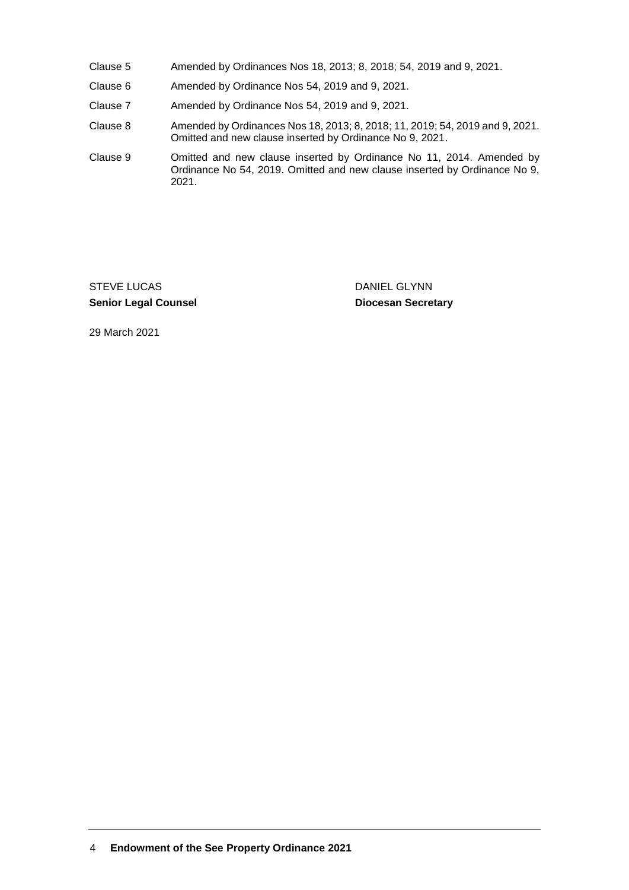| | |
|---|---|
| Clause 5 | Amended by Ordinances Nos 18, 2013; 8, 2018; 54, 2019 and 9, 2021. |
| Clause 6 | Amended by Ordinance Nos 54, 2019 and 9, 2021. |
| Clause 7 | Amended by Ordinance Nos 54, 2019 and 9, 2021. |
| Clause 8 | Amended by Ordinances Nos 18, 2013; 8, 2018; 11, 2019; 54, 2019 and 9, 2021. Omitted and new clause inserted by Ordinance No 9, 2021. |
| Clause 9 | Omitted and new clause inserted by Ordinance No 11, 2014. Amended by Ordinance No 54, 2019. Omitted and new clause inserted by Ordinance No 9, 2021. |

STEVE LUCAS
**Senior Legal Counsel**

DANIEL GLYNN
**Diocesan Secretary**

29 March 2021